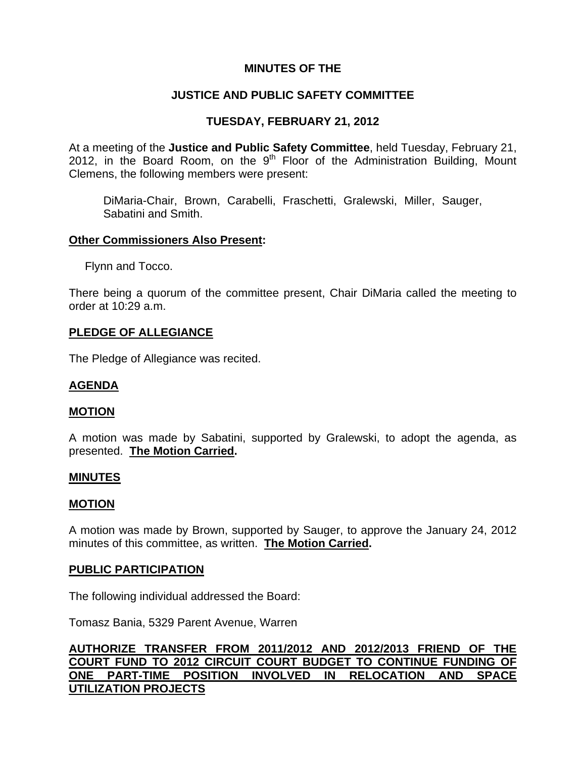# MINUTES OF THE

## JUSTICE AND PUBLIC SAFETY COMMITTEE

## TUESDAY, FEBRUARY 21, 2012

At a meeting of the **Justice and Public Safety Committee**, held Tuesday, February 21, 2012, in the Board Room, on the 9th Floor of the Administration Building, Mount Clemens, the following members were present:

> DiMaria-Chair, Brown, Carabelli, Fraschetti, Gralewski, Miller, Sauger, Sabatini and Smith.

**Other Commissioners Also Present:**

Flynn and Tocco.

There being a quorum of the committee present, Chair DiMaria called the meeting to order at 10:29 a.m.

**PLEDGE OF ALLEGIANCE**

The Pledge of Allegiance was recited.

**AGENDA**

**MOTION**

A motion was made by Sabatini, supported by Gralewski, to adopt the agenda, as presented. **The Motion Carried.**

**MINUTES**

**MOTION**

A motion was made by Brown, supported by Sauger, to approve the January 24, 2012 minutes of this committee, as written. **The Motion Carried.**

**PUBLIC PARTICIPATION**

The following individual addressed the Board:

Tomasz Bania, 5329 Parent Avenue, Warren

**AUTHORIZE TRANSFER FROM 2011/2012 AND 2012/2013 FRIEND OF THE COURT FUND TO 2012 CIRCUIT COURT BUDGET TO CONTINUE FUNDING OF ONE PART-TIME POSITION INVOLVED IN RELOCATION AND SPACE UTILIZATION PROJECTS**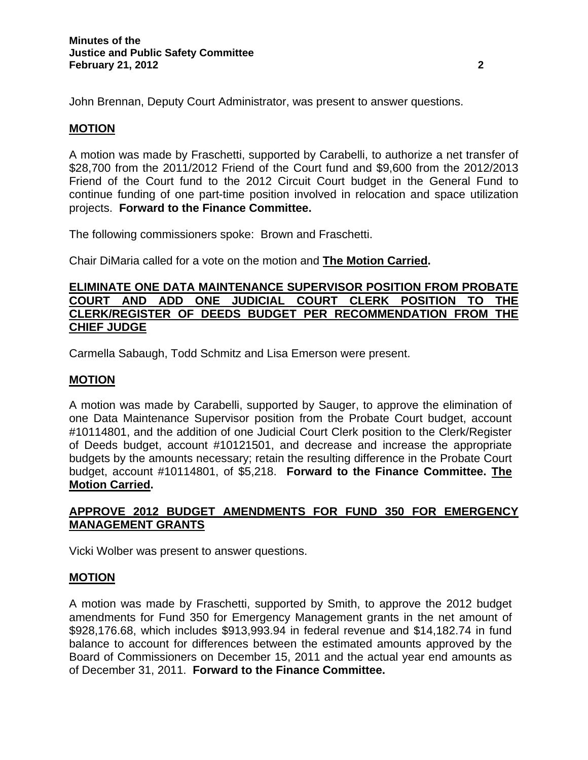John Brennan, Deputy Court Administrator, was present to answer questions.

**MOTION**

A motion was made by Fraschetti, supported by Carabelli, to authorize a net transfer of $28,700 from the 2011/2012 Friend of the Court fund and $9,600 from the 2012/2013 Friend of the Court fund to the 2012 Circuit Court budget in the General Fund to continue funding of one part-time position involved in relocation and space utilization projects. **Forward to the Finance Committee.**

The following commissioners spoke: Brown and Fraschetti.

Chair DiMaria called for a vote on the motion and **The Motion Carried.**

## ELIMINATE ONE DATA MAINTENANCE SUPERVISOR POSITION FROM PROBATE COURT AND ADD ONE JUDICIAL COURT CLERK POSITION TO THE CLERK/REGISTER OF DEEDS BUDGET PER RECOMMENDATION FROM THE CHIEF JUDGE

Carmella Sabaugh, Todd Schmitz and Lisa Emerson were present.

**MOTION**

A motion was made by Carabelli, supported by Sauger, to approve the elimination of one Data Maintenance Supervisor position from the Probate Court budget, account #10114801, and the addition of one Judicial Court Clerk position to the Clerk/Register of Deeds budget, account #10121501, and decrease and increase the appropriate budgets by the amounts necessary; retain the resulting difference in the Probate Court budget, account #10114801, of $5,218. **Forward to the Finance Committee. The Motion Carried.**

## APPROVE 2012 BUDGET AMENDMENTS FOR FUND 350 FOR EMERGENCY MANAGEMENT GRANTS

Vicki Wolber was present to answer questions.

**MOTION**

A motion was made by Fraschetti, supported by Smith, to approve the 2012 budget amendments for Fund 350 for Emergency Management grants in the net amount of $928,176.68, which includes $913,993.94 in federal revenue and $14,182.74 in fund balance to account for differences between the estimated amounts approved by the Board of Commissioners on December 15, 2011 and the actual year end amounts as of December 31, 2011. **Forward to the Finance Committee.**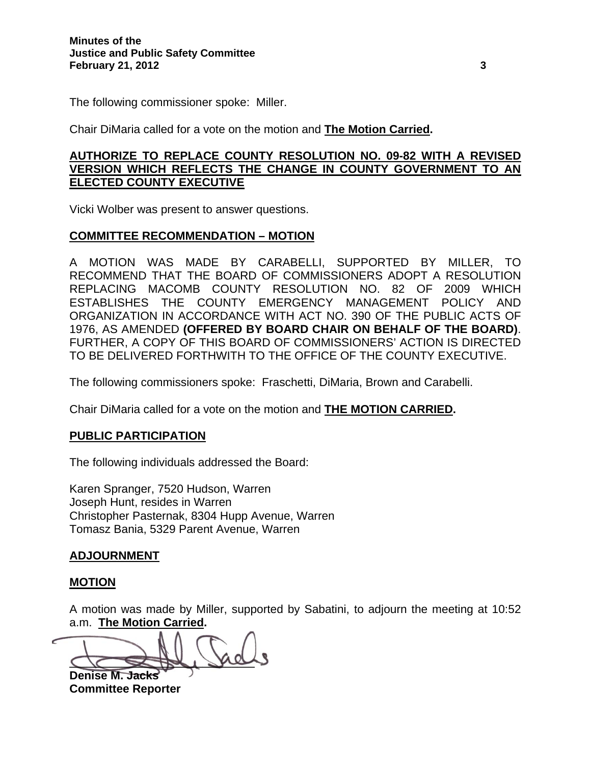The following commissioner spoke: Miller.

Chair DiMaria called for a vote on the motion and **The Motion Carried.**

**AUTHORIZE TO REPLACE COUNTY RESOLUTION NO. 09-82 WITH A REVISED VERSION WHICH REFLECTS THE CHANGE IN COUNTY GOVERNMENT TO AN ELECTED COUNTY EXECUTIVE**

Vicki Wolber was present to answer questions.

**COMMITTEE RECOMMENDATION – MOTION**

A MOTION WAS MADE BY CARABELLI, SUPPORTED BY MILLER, TO RECOMMEND THAT THE BOARD OF COMMISSIONERS ADOPT A RESOLUTION REPLACING MACOMB COUNTY RESOLUTION NO. 82 OF 2009 WHICH ESTABLISHES THE COUNTY EMERGENCY MANAGEMENT POLICY AND ORGANIZATION IN ACCORDANCE WITH ACT NO. 390 OF THE PUBLIC ACTS OF 1976, AS AMENDED **(OFFERED BY BOARD CHAIR ON BEHALF OF THE BOARD)**. FURTHER, A COPY OF THIS BOARD OF COMMISSIONERS' ACTION IS DIRECTED TO BE DELIVERED FORTHWITH TO THE OFFICE OF THE COUNTY EXECUTIVE.

The following commissioners spoke: Fraschetti, DiMaria, Brown and Carabelli.

Chair DiMaria called for a vote on the motion and **THE MOTION CARRIED.**

**PUBLIC PARTICIPATION**

The following individuals addressed the Board:

Karen Spranger, 7520 Hudson, Warren
Joseph Hunt, resides in Warren
Christopher Pasternak, 8304 Hupp Avenue, Warren
Tomasz Bania, 5329 Parent Avenue, Warren

**ADJOURNMENT**

**MOTION**

A motion was made by Miller, supported by Sabatini, to adjourn the meeting at 10:52 a.m. **The Motion Carried.**

**Denise M. Jacks**
**Committee Reporter**